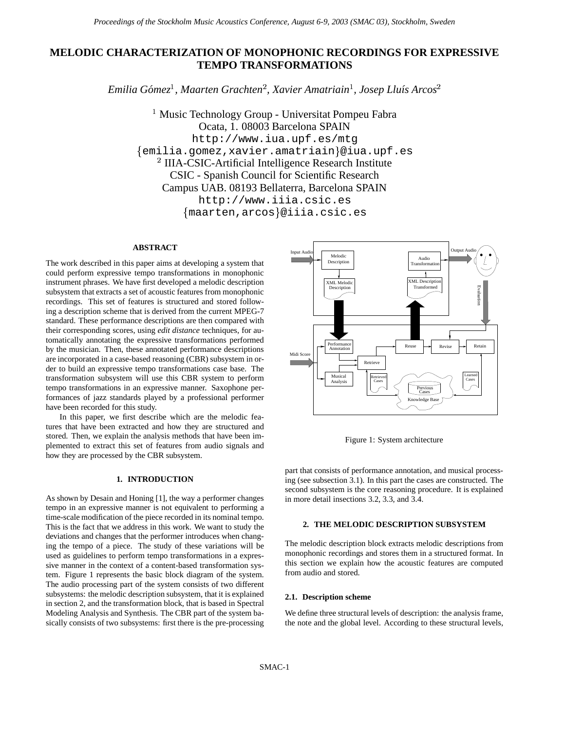# MELODIC CHARACTERIZATION OF MONOPHONIC RECORDINGS FOR EXPRESSIVE TEMPO TRANSFORMATIONS

*Emilia Gómez*[1]*, Maarten Grachten*[2]*, Xavier Amatriain*[1]*, Josep Lluís Arcos*[2]

[1] Music Technology Group - Universitat Pompeu Fabra
Ocata, 1. 08003 Barcelona SPAIN
http://www.iua.upf.es/mtg
{emilia.gomez,xavier.amatriain}@iua.upf.es
[2] IIIA-CSIC-Artificial Intelligence Research Institute
CSIC - Spanish Council for Scientific Research
Campus UAB. 08193 Bellaterra, Barcelona SPAIN
http://www.iiia.csic.es
{maarten,arcos}@iiia.csic.es

### ABSTRACT

The work described in this paper aims at developing a system that could perform expressive tempo transformations in monophonic instrument phrases. We have first developed a melodic description subsystem that extracts a set of acoustic features from monophonic recordings. This set of features is structured and stored following a description scheme that is derived from the current MPEG-7 standard. These performance descriptions are then compared with their corresponding scores, using *edit distance* techniques, for automatically annotating the expressive transformations performed by the musician. Then, these annotated performance descriptions are incorporated in a case-based reasoning (CBR) subsystem in order to build an expressive tempo transformations case base. The transformation subsystem will use this CBR system to perform tempo transformations in an expressive manner. Saxophone performances of jazz standards played by a professional performer have been recorded for this study.

In this paper, we first describe which are the melodic features that have been extracted and how they are structured and stored. Then, we explain the analysis methods that have been implemented to extract this set of features from audio signals and how they are processed by the CBR subsystem.

## 1. INTRODUCTION

As shown by Desain and Honing [1], the way a performer changes tempo in an expressive manner is not equivalent to performing a time-scale modification of the piece recorded in its nominal tempo. This is the fact that we address in this work. We want to study the deviations and changes that the performer introduces when changing the tempo of a piece. The study of these variations will be used as guidelines to perform tempo transformations in a expressive manner in the context of a content-based transformation system. Figure 1 represents the basic block diagram of the system. The audio processing part of the system consists of two different subsystems: the melodic description subsystem, that it is explained in section 2, and the transformation block, that is based in Spectral Modeling Analysis and Synthesis. The CBR part of the system basically consists of two subsystems: first there is the pre-processing part that consists of performance annotation, and musical processing (see subsection 3.1). In this part the cases are constructed. The second subsystem is the core reasoning procedure. It is explained in more detail insections 3.2, 3.3, and 3.4.

Figure 1: System architecture

## 2. THE MELODIC DESCRIPTION SUBSYSTEM

The melodic description block extracts melodic descriptions from monophonic recordings and stores them in a structured format. In this section we explain how the acoustic features are computed from audio and stored.

### 2.1. Description scheme

We define three structural levels of description: the analysis frame, the note and the global level. According to these structural levels,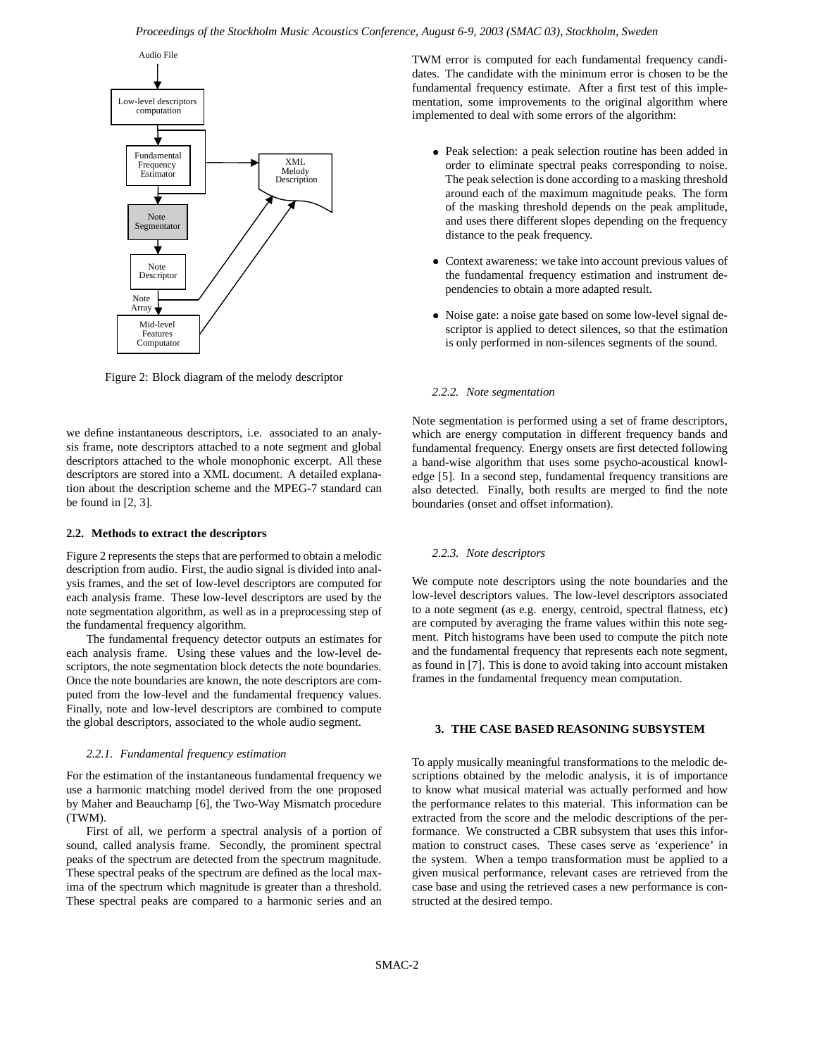Figure 2: Block diagram of the melody descriptor

we define instantaneous descriptors, i.e. associated to an analysis frame, note descriptors attached to a note segment and global descriptors attached to the whole monophonic excerpt. All these descriptors are stored into a XML document. A detailed explanation about the description scheme and the MPEG-7 standard can be found in [2, 3].

### 2.2. Methods to extract the descriptors

Figure 2 represents the steps that are performed to obtain a melodic description from audio. First, the audio signal is divided into analysis frames, and the set of low-level descriptors are computed for each analysis frame. These low-level descriptors are used by the note segmentation algorithm, as well as in a preprocessing step of the fundamental frequency algorithm.

The fundamental frequency detector outputs an estimates for each analysis frame. Using these values and the low-level descriptors, the note segmentation block detects the note boundaries. Once the note boundaries are known, the note descriptors are computed from the low-level and the fundamental frequency values. Finally, note and low-level descriptors are combined to compute the global descriptors, associated to the whole audio segment.

#### *2.2.1. Fundamental frequency estimation*

For the estimation of the instantaneous fundamental frequency we use a harmonic matching model derived from the one proposed by Maher and Beauchamp [6], the Two-Way Mismatch procedure (TWM).

First of all, we perform a spectral analysis of a portion of sound, called analysis frame. Secondly, the prominent spectral peaks of the spectrum are detected from the spectrum magnitude. These spectral peaks of the spectrum are defined as the local maxima of the spectrum which magnitude is greater than a threshold. These spectral peaks are compared to a harmonic series and an TWM error is computed for each fundamental frequency candidates. The candidate with the minimum error is chosen to be the fundamental frequency estimate. After a first test of this implementation, some improvements to the original algorithm where implemented to deal with some errors of the algorithm:

- Peak selection: a peak selection routine has been added in order to eliminate spectral peaks corresponding to noise. The peak selection is done according to a masking threshold around each of the maximum magnitude peaks. The form of the masking threshold depends on the peak amplitude, and uses there different slopes depending on the frequency distance to the peak frequency.
- Context awareness: we take into account previous values of the fundamental frequency estimation and instrument dependencies to obtain a more adapted result.
- Noise gate: a noise gate based on some low-level signal descriptor is applied to detect silences, so that the estimation is only performed in non-silences segments of the sound.

#### *2.2.2. Note segmentation*

Note segmentation is performed using a set of frame descriptors, which are energy computation in different frequency bands and fundamental frequency. Energy onsets are first detected following a band-wise algorithm that uses some psycho-acoustical knowledge [5]. In a second step, fundamental frequency transitions are also detected. Finally, both results are merged to find the note boundaries (onset and offset information).

#### *2.2.3. Note descriptors*

We compute note descriptors using the note boundaries and the low-level descriptors values. The low-level descriptors associated to a note segment (as e.g. energy, centroid, spectral flatness, etc) are computed by averaging the frame values within this note segment. Pitch histograms have been used to compute the pitch note and the fundamental frequency that represents each note segment, as found in [7]. This is done to avoid taking into account mistaken frames in the fundamental frequency mean computation.

## 3. THE CASE BASED REASONING SUBSYSTEM

To apply musically meaningful transformations to the melodic descriptions obtained by the melodic analysis, it is of importance to know what musical material was actually performed and how the performance relates to this material. This information can be extracted from the score and the melodic descriptions of the performance. We constructed a CBR subsystem that uses this information to construct cases. These cases serve as 'experience' in the system. When a tempo transformation must be applied to a given musical performance, relevant cases are retrieved from the case base and using the retrieved cases a new performance is constructed at the desired tempo.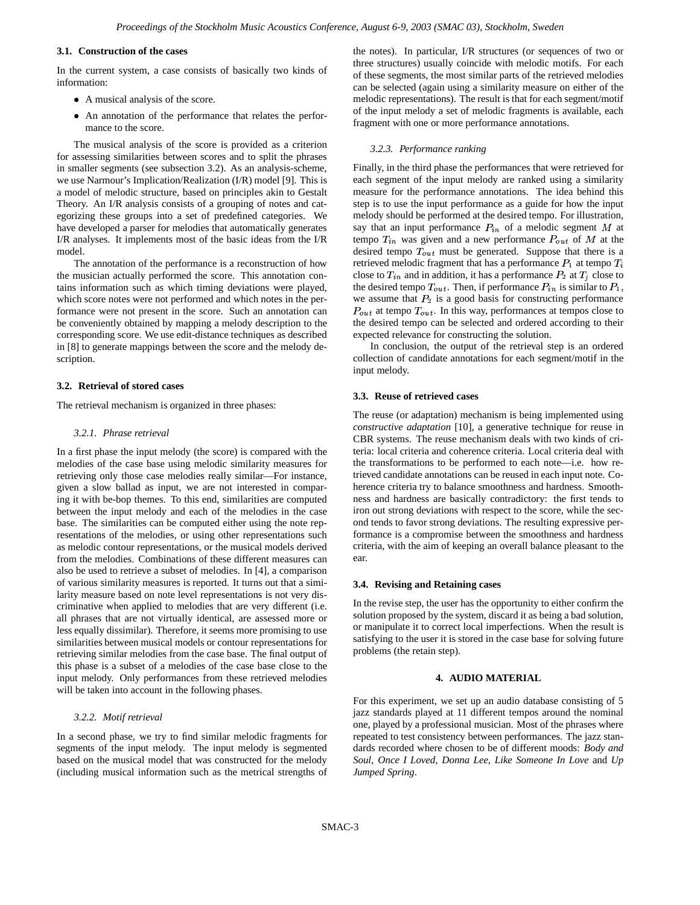### 3.1. Construction of the cases

In the current system, a case consists of basically two kinds of information:

- A musical analysis of the score.
- An annotation of the performance that relates the performance to the score.

The musical analysis of the score is provided as a criterion for assessing similarities between scores and to split the phrases in smaller segments (see subsection 3.2). As an analysis-scheme, we use Narmour's Implication/Realization (I/R) model [9]. This is a model of melodic structure, based on principles akin to Gestalt Theory. An I/R analysis consists of a grouping of notes and categorizing these groups into a set of predefined categories. We have developed a parser for melodies that automatically generates I/R analyses. It implements most of the basic ideas from the I/R model.

The annotation of the performance is a reconstruction of how the musician actually performed the score. This annotation contains information such as which timing deviations were played, which score notes were not performed and which notes in the performance were not present in the score. Such an annotation can be conveniently obtained by mapping a melody description to the corresponding score. We use edit-distance techniques as described in [8] to generate mappings between the score and the melody description.

### 3.2. Retrieval of stored cases

The retrieval mechanism is organized in three phases:

#### 3.2.1. Phrase retrieval

In a first phase the input melody (the score) is compared with the melodies of the case base using melodic similarity measures for retrieving only those case melodies really similar—For instance, given a slow ballad as input, we are not interested in comparing it with be-bop themes. To this end, similarities are computed between the input melody and each of the melodies in the case base. The similarities can be computed either using the note representations of the melodies, or using other representations such as melodic contour representations, or the musical models derived from the melodies. Combinations of these different measures can also be used to retrieve a subset of melodies. In [4], a comparison of various similarity measures is reported. It turns out that a similarity measure based on note level representations is not very discriminative when applied to melodies that are very different (i.e. all phrases that are not virtually identical, are assessed more or less equally dissimilar). Therefore, it seems more promising to use similarities between musical models or contour representations for retrieving similar melodies from the case base. The final output of this phase is a subset of a melodies of the case base close to the input melody. Only performances from these retrieved melodies will be taken into account in the following phases.

#### 3.2.2. Motif retrieval

In a second phase, we try to find similar melodic fragments for segments of the input melody. The input melody is segmented based on the musical model that was constructed for the melody (including musical information such as the metrical strengths of the notes). In particular, I/R structures (or sequences of two or three structures) usually coincide with melodic motifs. For each of these segments, the most similar parts of the retrieved melodies can be selected (again using a similarity measure on either of the melodic representations). The result is that for each segment/motif of the input melody a set of melodic fragments is available, each fragment with one or more performance annotations.

#### 3.2.3. Performance ranking

Finally, in the third phase the performances that were retrieved for each segment of the input melody are ranked using a similarity measure for the performance annotations. The idea behind this step is to use the input performance as a guide for how the input melody should be performed at the desired tempo. For illustration, say that an input performance $P_{in}$ of a melodic segment $M$ at tempo $T_{in}$ was given and a new performance $P_{out}$ of $M$ at the desired tempo $T_{out}$ must be generated. Suppose that there is a retrieved melodic fragment that has a performance $P_1$ at tempo $T_i$ close to $T_{in}$ and in addition, it has a performance $P_2$ at $T_j$ close to the desired tempo $T_{out}$. Then, if performance $P_{in}$ is similar to $P_1$, we assume that $P_2$ is a good basis for constructing performance $P_{out}$ at tempo $T_{out}$. In this way, performances at tempos close to the desired tempo can be selected and ordered according to their expected relevance for constructing the solution.

In conclusion, the output of the retrieval step is an ordered collection of candidate annotations for each segment/motif in the input melody.

### 3.3. Reuse of retrieved cases

The reuse (or adaptation) mechanism is being implemented using *constructive adaptation* [10], a generative technique for reuse in CBR systems. The reuse mechanism deals with two kinds of criteria: local criteria and coherence criteria. Local criteria deal with the transformations to be performed to each note—i.e. how retrieved candidate annotations can be reused in each input note. Coherence criteria try to balance smoothness and hardness. Smoothness and hardness are basically contradictory: the first tends to iron out strong deviations with respect to the score, while the second tends to favor strong deviations. The resulting expressive performance is a compromise between the smoothness and hardness criteria, with the aim of keeping an overall balance pleasant to the ear.

### 3.4. Revising and Retaining cases

In the revise step, the user has the opportunity to either confirm the solution proposed by the system, discard it as being a bad solution, or manipulate it to correct local imperfections. When the result is satisfying to the user it is stored in the case base for solving future problems (the retain step).

## 4. AUDIO MATERIAL

For this experiment, we set up an audio database consisting of 5 jazz standards played at 11 different tempos around the nominal one, played by a professional musician. Most of the phrases where repeated to test consistency between performances. The jazz standards recorded where chosen to be of different moods: *Body and Soul*, *Once I Loved*, *Donna Lee*, *Like Someone In Love* and *Up Jumped Spring*.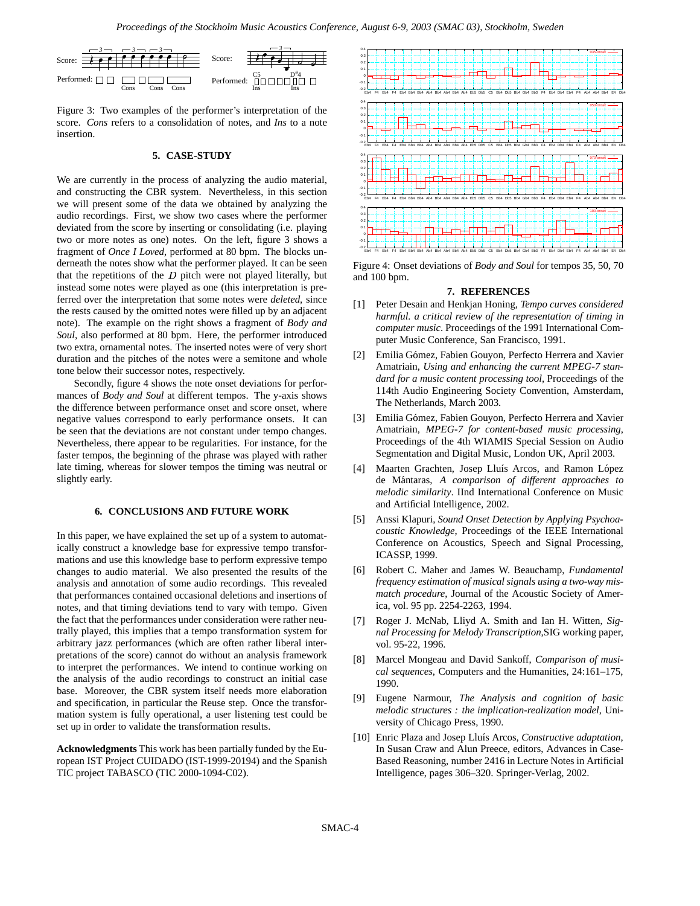Score: 

Performed: 

Cons Cons Cons

Score:

Performed: C5 D#4

Ins Ins

Figure 3: Two examples of the performer's interpretation of the score. *Cons* refers to a consolidation of notes, and *Ins* to a note insertion.

## 5. CASE-STUDY

We are currently in the process of analyzing the audio material, and constructing the CBR system. Nevertheless, in this section we will present some of the data we obtained by analyzing the audio recordings. First, we show two cases where the performer deviated from the score by inserting or consolidating (i.e. playing two or more notes as one) notes. On the left, figure 3 shows a fragment of *Once I Loved*, performed at 80 bpm. The blocks underneath the notes show what the performer played. It can be seen that the repetitions of the $D$ pitch were not played literally, but instead some notes were played as one (this interpretation is preferred over the interpretation that some notes were *deleted*, since the rests caused by the omitted notes were filled up by an adjacent note). The example on the right shows a fragment of *Body and Soul*, also performed at 80 bpm. Here, the performer introduced two extra, ornamental notes. The inserted notes were of very short duration and the pitches of the notes were a semitone and whole tone below their successor notes, respectively.

Secondly, figure 4 shows the note onset deviations for performances of *Body and Soul* at different tempos. The y-axis shows the difference between performance onset and score onset, where negative values correspond to early performance onsets. It can be seen that the deviations are not constant under tempo changes. Nevertheless, there appear to be regularities. For instance, for the faster tempos, the beginning of the phrase was played with rather late timing, whereas for slower tempos the timing was neutral or slightly early.

## 6. CONCLUSIONS AND FUTURE WORK

In this paper, we have explained the set up of a system to automatically construct a knowledge base for expressive tempo transformations and use this knowledge base to perform expressive tempo changes to audio material. We also presented the results of the analysis and annotation of some audio recordings. This revealed that performances contained occasional deletions and insertions of notes, and that timing deviations tend to vary with tempo. Given the fact that the performances under consideration were rather neutrally played, this implies that a tempo transformation system for arbitrary jazz performances (which are often rather liberal interpretations of the score) cannot do without an analysis framework to interpret the performances. We intend to continue working on the analysis of the audio recordings to construct an initial case base. Moreover, the CBR system itself needs more elaboration and specification, in particular the Reuse step. Once the transformation system is fully operational, a user listening test could be set up in order to validate the transformation results.

**Acknowledgments** This work has been partially funded by the European IST Project CUIDADO (IST-1999-20194) and the Spanish TIC project TABASCO (TIC 2000-1094-C02).

035-onset
050-onset
070-onset
100-onset

0.4
0.3
0.2
0.1
0
-0.1
-0.2

Eb4 F4 Eb4 F4 Eb4 Bb4 Bb4 Ab4 Bb4 Ab4 Bb4 Ab4 Eb5 Db5 C5 Bb4 Db5 Bb4 Gb4 Bb3 F4 Eb4 Db4 Eb4 F4 Ab4 Ab4 Bb4 E4 Db4

Figure 4: Onset deviations of *Body and Soul* for tempos 35, 50, 70 and 100 bpm.

## 7. REFERENCES

[1] Peter Desain and Henkjan Honing, *Tempo curves considered harmful. a critical review of the representation of timing in computer music*. Proceedings of the 1991 International Computer Music Conference, San Francisco, 1991.

[2] Emilia Gómez, Fabien Gouyon, Perfecto Herrera and Xavier Amatriain, *Using and enhancing the current MPEG-7 standard for a music content processing tool*, Proceedings of the 114th Audio Engineering Society Convention, Amsterdam, The Netherlands, March 2003.

[3] Emilia Gómez, Fabien Gouyon, Perfecto Herrera and Xavier Amatriain, *MPEG-7 for content-based music processing*, Proceedings of the 4th WIAMIS Special Session on Audio Segmentation and Digital Music, London UK, April 2003.

[4] Maarten Grachten, Josep Lluís Arcos, and Ramon López de Mántaras, *A comparison of different approaches to melodic similarity*. IInd International Conference on Music and Artificial Intelligence, 2002.

[5] Anssi Klapuri, *Sound Onset Detection by Applying Psychoacoustic Knowledge*, Proceedings of the IEEE International Conference on Acoustics, Speech and Signal Processing, ICASSP, 1999.

[6] Robert C. Maher and James W. Beauchamp, *Fundamental frequency estimation of musical signals using a two-way mismatch procedure*, Journal of the Acoustic Society of America, vol. 95 pp. 2254-2263, 1994.

[7] Roger J. McNab, Lliyd A. Smith and Ian H. Witten, *Signal Processing for Melody Transcription*,SIG working paper, vol. 95-22, 1996.

[8] Marcel Mongeau and David Sankoff, *Comparison of musical sequences*, Computers and the Humanities, 24:161–175, 1990.

[9] Eugene Narmour, *The Analysis and cognition of basic melodic structures : the implication-realization model*, University of Chicago Press, 1990.

[10] Enric Plaza and Josep Lluís Arcos, *Constructive adaptation*, In Susan Craw and Alun Preece, editors, Advances in Case-Based Reasoning, number 2416 in Lecture Notes in Artificial Intelligence, pages 306–320. Springer-Verlag, 2002.